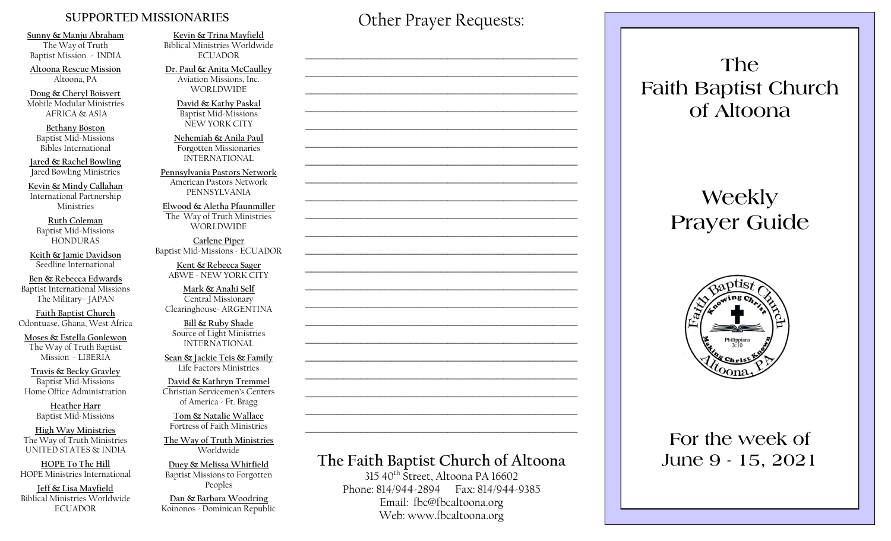## SUPPORTED MISSIONARIES

**Sunny & Manju Abraham**
The Way of Truth
Baptist Mission - INDIA

**Altoona Rescue Mission**
Altoona, PA

**Doug & Cheryl Boisvert**
Mobile Modular Ministries
AFRICA & ASIA

**Bethany Boston**
Baptist Mid-Missions
Bibles International

**Jared & Rachel Bowling**
Jared Bowling Ministries

**Kevin & Mindy Callahan**
International Partnership
Ministries

**Ruth Coleman**
Baptist Mid-Missions
HONDURAS

**Keith & Jamie Davidson**
Seedline International

**Ben & Rebecca Edwards**
Baptist International Missions
The Military– JAPAN

**Faith Baptist Church**
Odontuase, Ghana, West Africa

**Moses & Estella Gonlewon**
The Way of Truth Baptist
Mission - LIBERIA

**Travis & Becky Gravley**
Baptist Mid-Missions
Home Office Administration

**Heather Harr**
Baptist Mid-Missions

**High Way Ministries**
The Way of Truth Ministries
UNITED STATES & INDIA

**HOPE To The Hill**
HOPE Ministries International

**Jeff & Lisa Mayfield**
Biblical Ministries Worldwide
ECUADOR

**Kevin & Trina Mayfield**
Biblical Ministries Worldwide
ECUADOR

**Dr. Paul & Anita McCaulley**
Aviation Missions, Inc.
WORLDWIDE

**David & Kathy Paskal**
Baptist Mid-Missions
NEW YORK CITY

**Nehemiah & Anila Paul**
Forgotten Missionaries
INTERNATIONAL

**Pennsylvania Pastors Network**
American Pastors Network
PENNSYLVANIA

**Elwood & Aletha Pfaunmiller**
The Way of Truth Ministries
WORLDWIDE

**Carlene Piper**
Baptist Mid-Missions - ECUADOR

**Kent & Rebecca Sager**
ABWE - NEW YORK CITY

**Mark & Anahi Self**
Central Missionary
Clearinghouse- ARGENTINA

**Bill & Ruby Shade**
Source of Light Ministries
INTERNATIONAL

**Sean & Jackie Teis & Family**
Life Factors Ministries

**David & Kathryn Tremmel**
Christian Servicemen's Centers
of America - Ft. Bragg

**Tom & Natalie Wallace**
Fortress of Faith Ministries

**The Way of Truth Ministries**
Worldwide

**Duey & Melissa Whitfield**
Baptist Missions to Forgotten
Peoples

**Dan & Barbara Woodring**
Koinonos - Dominican Republic

## Other Prayer Requests:

______________________________________________
______________________________________________
______________________________________________
______________________________________________
______________________________________________
______________________________________________
______________________________________________
______________________________________________
______________________________________________
______________________________________________
______________________________________________
______________________________________________
______________________________________________
______________________________________________
______________________________________________
______________________________________________
______________________________________________
______________________________________________
______________________________________________
______________________________________________
______________________________________________
______________________________________________

## The Faith Baptist Church of Altoona

315 40th Street, Altoona PA 16602
Phone: 814/944-2894 Fax: 814/944-9385
Email: fbc@fbcaltoona.org
Web: www.fbcaltoona.org

# The Faith Baptist Church of Altoona

# Weekly Prayer Guide

Faith Baptist Church — Knowing Christ — Making Christ Known — Philippians 3:10 — Altoona, PA

## For the week of June 9 - 15, 2021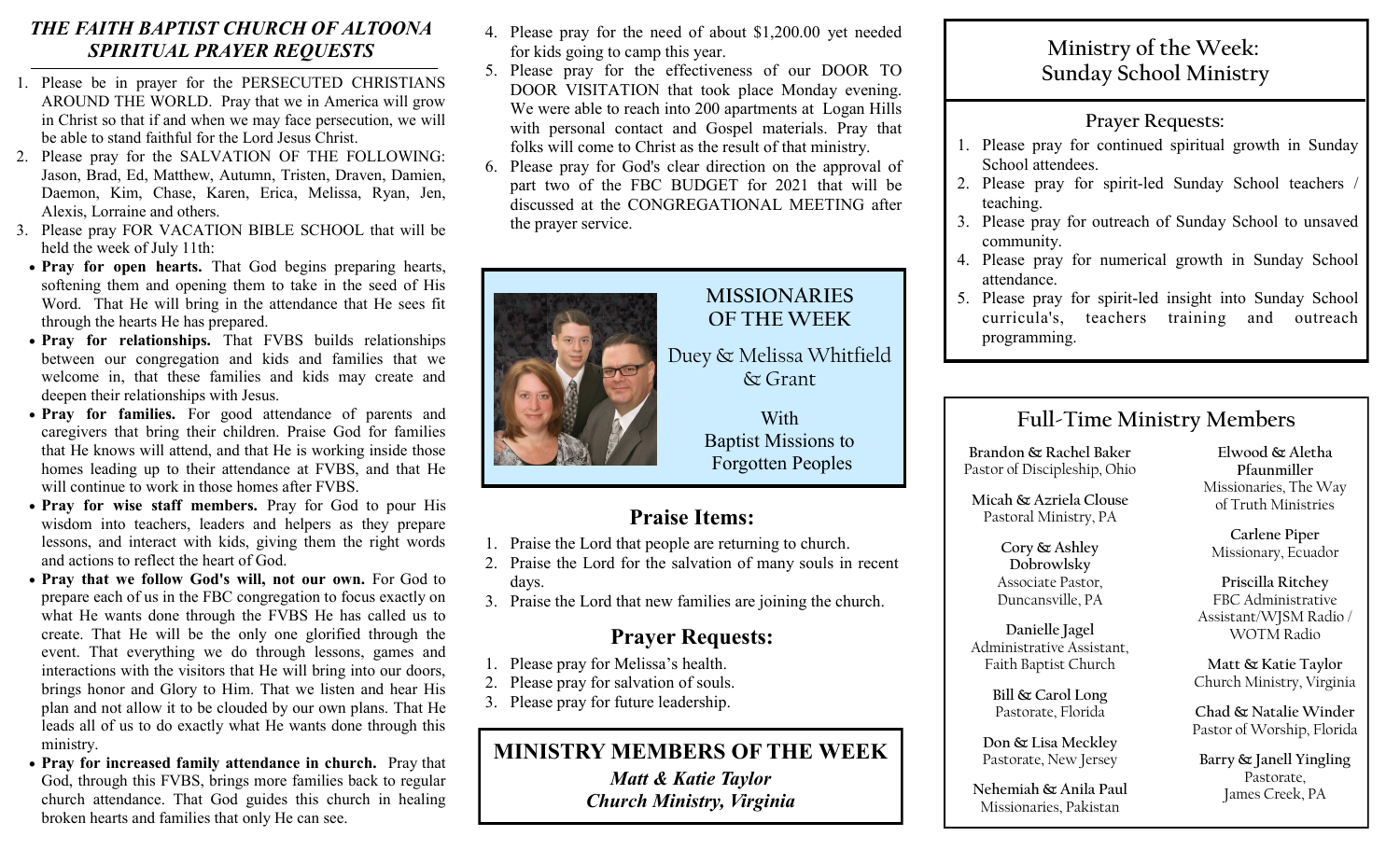## *THE FAITH BAPTIST CHURCH OF ALTOONA SPIRITUAL PRAYER REQUESTS*

1. Please be in prayer for the PERSECUTED CHRISTIANS AROUND THE WORLD. Pray that we in America will grow in Christ so that if and when we may face persecution, we will be able to stand faithful for the Lord Jesus Christ.
2. Please pray for the SALVATION OF THE FOLLOWING: Jason, Brad, Ed, Matthew, Autumn, Tristen, Draven, Damien, Daemon, Kim, Chase, Karen, Erica, Melissa, Ryan, Jen, Alexis, Lorraine and others.
3. Please pray FOR VACATION BIBLE SCHOOL that will be held the week of July 11th:
   - **Pray for open hearts.** That God begins preparing hearts, softening them and opening them to take in the seed of His Word. That He will bring in the attendance that He sees fit through the hearts He has prepared.
   - **Pray for relationships.** That FVBS builds relationships between our congregation and kids and families that we welcome in, that these families and kids may create and deepen their relationships with Jesus.
   - **Pray for families.** For good attendance of parents and caregivers that bring their children. Praise God for families that He knows will attend, and that He is working inside those homes leading up to their attendance at FVBS, and that He will continue to work in those homes after FVBS.
   - **Pray for wise staff members.** Pray for God to pour His wisdom into teachers, leaders and helpers as they prepare lessons, and interact with kids, giving them the right words and actions to reflect the heart of God.
   - **Pray that we follow God's will, not our own.** For God to prepare each of us in the FBC congregation to focus exactly on what He wants done through the FVBS He has called us to create. That He will be the only one glorified through the event. That everything we do through lessons, games and interactions with the visitors that He will bring into our doors, brings honor and Glory to Him. That we listen and hear His plan and not allow it to be clouded by our own plans. That He leads all of us to do exactly what He wants done through this ministry.
   - **Pray for increased family attendance in church.** Pray that God, through this FVBS, brings more families back to regular church attendance. That God guides this church in healing broken hearts and families that only He can see.
4. Please pray for the need of about $1,200.00 yet needed for kids going to camp this year.
5. Please pray for the effectiveness of our DOOR TO DOOR VISITATION that took place Monday evening. We were able to reach into 200 apartments at Logan Hills with personal contact and Gospel materials. Pray that folks will come to Christ as the result of that ministry.
6. Please pray for God's clear direction on the approval of part two of the FBC BUDGET for 2021 that will be discussed at the CONGREGATIONAL MEETING after the prayer service.

## MISSIONARIES OF THE WEEK

Duey & Melissa Whitfield & Grant

With Baptist Missions to Forgotten Peoples

## Praise Items:

1. Praise the Lord that people are returning to church.
2. Praise the Lord for the salvation of many souls in recent days.
3. Praise the Lord that new families are joining the church.

## Prayer Requests:

1. Please pray for Melissa's health.
2. Please pray for salvation of souls.
3. Please pray for future leadership.

## MINISTRY MEMBERS OF THE WEEK

***Matt & Katie Taylor***
***Church Ministry, Virginia***

## Ministry of the Week: Sunday School Ministry

### Prayer Requests:

1. Please pray for continued spiritual growth in Sunday School attendees.
2. Please pray for spirit-led Sunday School teachers / teaching.
3. Please pray for outreach of Sunday School to unsaved community.
4. Please pray for numerical growth in Sunday School attendance.
5. Please pray for spirit-led insight into Sunday School curricula's, teachers training and outreach programming.

## Full-Time Ministry Members

**Brandon & Rachel Baker**
Pastor of Discipleship, Ohio

**Micah & Azriela Clouse**
Pastoral Ministry, PA

**Cory & Ashley Dobrowlsky**
Associate Pastor, Duncansville, PA

**Danielle Jagel**
Administrative Assistant, Faith Baptist Church

**Bill & Carol Long**
Pastorate, Florida

**Don & Lisa Meckley**
Pastorate, New Jersey

**Nehemiah & Anila Paul**
Missionaries, Pakistan

**Elwood & Aletha Pfaunmiller**
Missionaries, The Way of Truth Ministries

**Carlene Piper**
Missionary, Ecuador

**Priscilla Ritchey**
FBC Administrative Assistant/WJSM Radio / WOTM Radio

**Matt & Katie Taylor**
Church Ministry, Virginia

**Chad & Natalie Winder**
Pastor of Worship, Florida

**Barry & Janell Yingling**
Pastorate, James Creek, PA